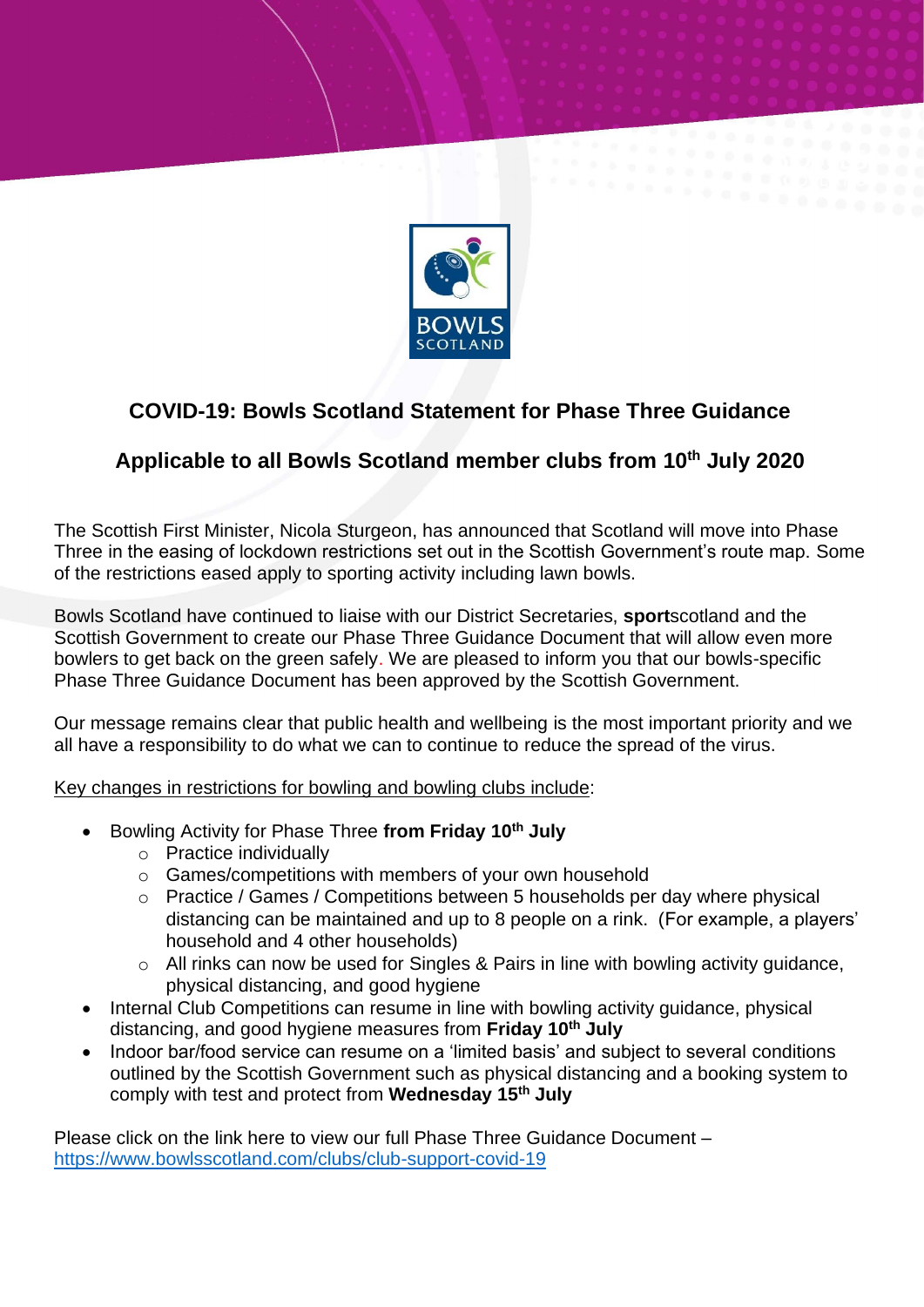# COVID-19: Bowls Scotland Statement for Phase Three Guidance

## Applicable to all Bowls Scotland member clubs from 10th July 2020

The Scottish First Minister, Nicola Sturgeon, has announced that Scotland will move into Phase Three in the easing of lockdown restrictions set out in the Scottish Government's route map. Some of the restrictions eased apply to sporting activity including lawn bowls.

Bowls Scotland have continued to liaise with our District Secretaries, **sport**scotland and the Scottish Government to create our Phase Three Guidance Document that will allow even more bowlers to get back on the green safely. We are pleased to inform you that our bowls-specific Phase Three Guidance Document has been approved by the Scottish Government.

Our message remains clear that public health and wellbeing is the most important priority and we all have a responsibility to do what we can to continue to reduce the spread of the virus.

Key changes in restrictions for bowling and bowling clubs include:

- Bowling Activity for Phase Three **from Friday 10th July**
  - Practice individually
  - Games/competitions with members of your own household
  - Practice / Games / Competitions between 5 households per day where physical distancing can be maintained and up to 8 people on a rink. (For example, a players' household and 4 other households)
  - All rinks can now be used for Singles & Pairs in line with bowling activity guidance, physical distancing, and good hygiene
- Internal Club Competitions can resume in line with bowling activity guidance, physical distancing, and good hygiene measures from **Friday 10th July**
- Indoor bar/food service can resume on a 'limited basis' and subject to several conditions outlined by the Scottish Government such as physical distancing and a booking system to comply with test and protect from **Wednesday 15th July**

Please click on the link here to view our full Phase Three Guidance Document – https://www.bowlsscotland.com/clubs/club-support-covid-19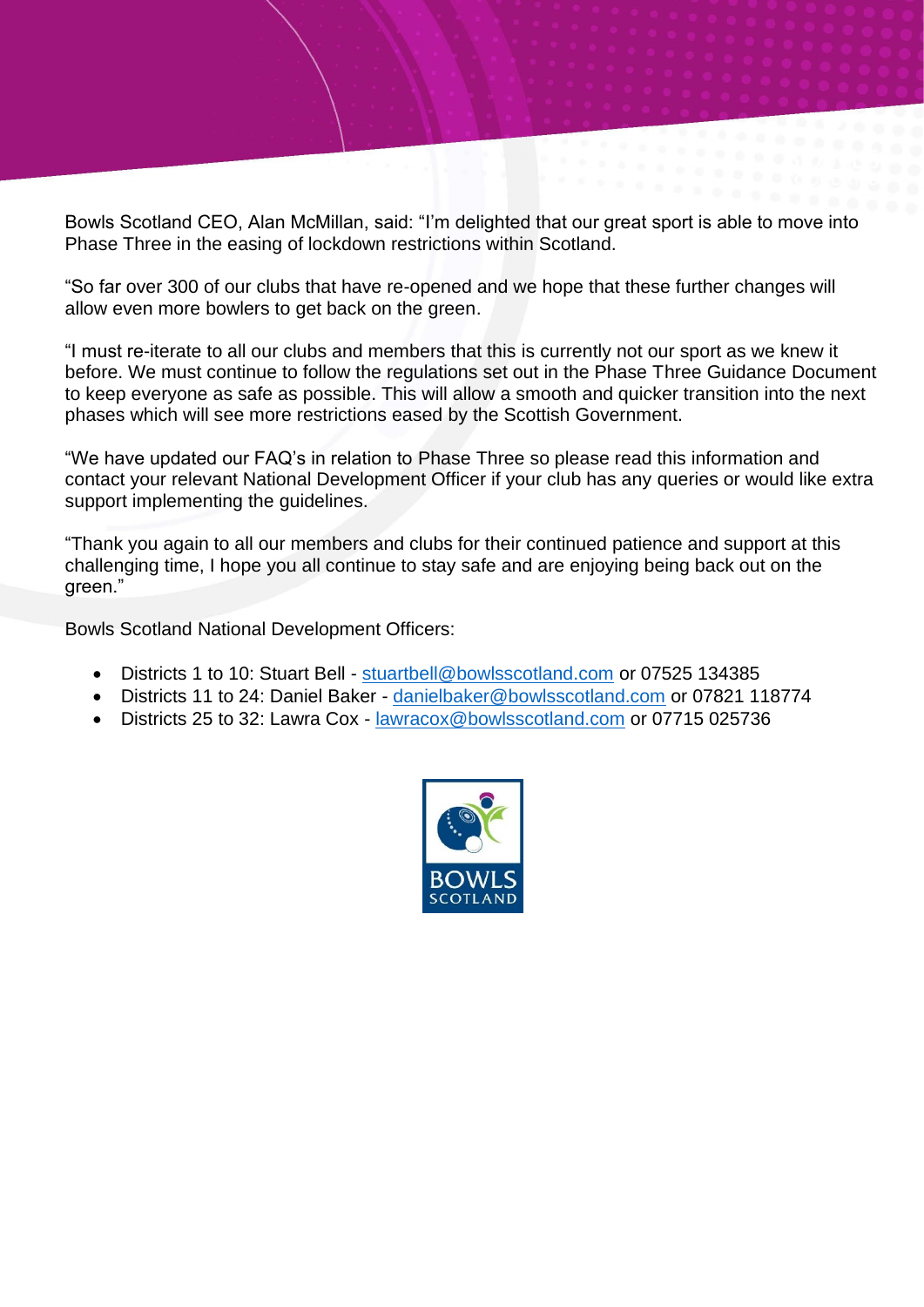Bowls Scotland CEO, Alan McMillan, said: “I’m delighted that our great sport is able to move into Phase Three in the easing of lockdown restrictions within Scotland.

“So far over 300 of our clubs that have re-opened and we hope that these further changes will allow even more bowlers to get back on the green.

“I must re-iterate to all our clubs and members that this is currently not our sport as we knew it before. We must continue to follow the regulations set out in the Phase Three Guidance Document to keep everyone as safe as possible. This will allow a smooth and quicker transition into the next phases which will see more restrictions eased by the Scottish Government.

“We have updated our FAQ’s in relation to Phase Three so please read this information and contact your relevant National Development Officer if your club has any queries or would like extra support implementing the guidelines.

“Thank you again to all our members and clubs for their continued patience and support at this challenging time, I hope you all continue to stay safe and are enjoying being back out on the green.”

Bowls Scotland National Development Officers:

- Districts 1 to 10: Stuart Bell - stuartbell@bowlsscotland.com or 07525 134385
- Districts 11 to 24: Daniel Baker - danielbaker@bowlsscotland.com or 07821 118774
- Districts 25 to 32: Lawra Cox - lawracox@bowlsscotland.com or 07715 025736

BOWLS SCOTLAND